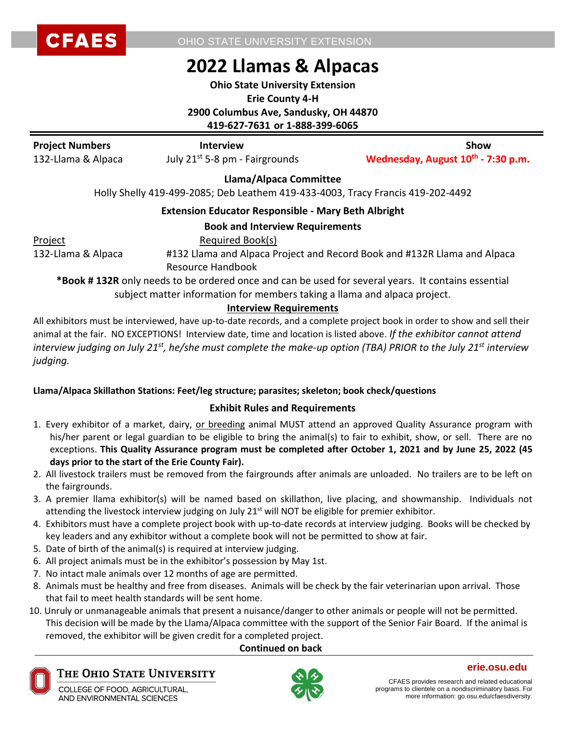# 2022 Llamas & Alpacas

**Ohio State University Extension**
**Erie County 4-H**
**2900 Columbus Ave, Sandusky, OH 44870**
**419-627-7631 or 1-888-399-6065**

| **Project Numbers** | **Interview** | **Show** |
|---|---|---|
| 132-Llama & Alpaca | July 21st 5-8 pm - Fairgrounds | **Wednesday, August 10th - 7:30 p.m.** |

**Llama/Alpaca Committee**

Holly Shelly 419-499-2085; Deb Leathem 419-433-4003, Tracy Francis 419-202-4492

**Extension Educator Responsible - Mary Beth Albright**

**Book and Interview Requirements**

| Project | Required Book(s) |
|---|---|
| 132-Llama & Alpaca | #132 Llama and Alpaca Project and Record Book and #132R Llama and Alpaca Resource Handbook |

***Book # 132R** only needs to be ordered once and can be used for several years. It contains essential subject matter information for members taking a llama and alpaca project.

**Interview Requirements**

All exhibitors must be interviewed, have up-to-date records, and a complete project book in order to show and sell their animal at the fair. NO EXCEPTIONS! Interview date, time and location is listed above. *If the exhibitor cannot attend interview judging on July 21st, he/she must complete the make-up option (TBA) PRIOR to the July 21st interview judging.*

**Llama/Alpaca Skillathon Stations: Feet/leg structure; parasites; skeleton; book check/questions**

**Exhibit Rules and Requirements**

1. Every exhibitor of a market, dairy, or breeding animal MUST attend an approved Quality Assurance program with his/her parent or legal guardian to be eligible to bring the animal(s) to fair to exhibit, show, or sell. There are no exceptions. **This Quality Assurance program must be completed after October 1, 2021 and by June 25, 2022 (45 days prior to the start of the Erie County Fair).**
2. All livestock trailers must be removed from the fairgrounds after animals are unloaded. No trailers are to be left on the fairgrounds.
3. A premier llama exhibitor(s) will be named based on skillathon, live placing, and showmanship. Individuals not attending the livestock interview judging on July 21st will NOT be eligible for premier exhibitor.
4. Exhibitors must have a complete project book with up-to-date records at interview judging. Books will be checked by key leaders and any exhibitor without a complete book will not be permitted to show at fair.
5. Date of birth of the animal(s) is required at interview judging.
6. All project animals must be in the exhibitor's possession by May 1st.
7. No intact male animals over 12 months of age are permitted.
8. Animals must be healthy and free from diseases. Animals will be check by the fair veterinarian upon arrival. Those that fail to meet health standards will be sent home.

10. Unruly or unmanageable animals that present a nuisance/danger to other animals or people will not be permitted. This decision will be made by the Llama/Alpaca committee with the support of the Senior Fair Board. If the animal is removed, the exhibitor will be given credit for a completed project.

**Continued on back**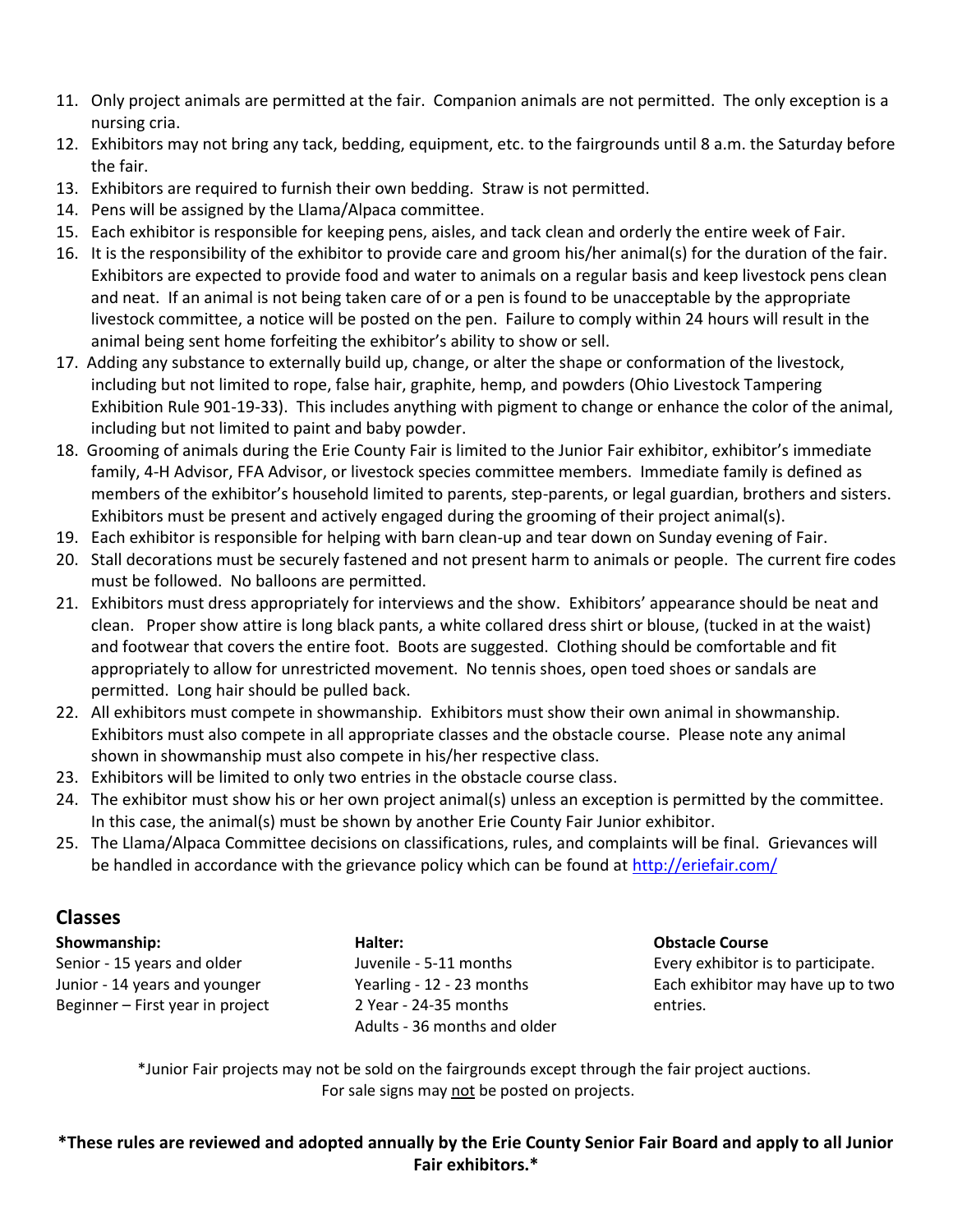11. Only project animals are permitted at the fair. Companion animals are not permitted. The only exception is a nursing cria.
12. Exhibitors may not bring any tack, bedding, equipment, etc. to the fairgrounds until 8 a.m. the Saturday before the fair.
13. Exhibitors are required to furnish their own bedding. Straw is not permitted.
14. Pens will be assigned by the Llama/Alpaca committee.
15. Each exhibitor is responsible for keeping pens, aisles, and tack clean and orderly the entire week of Fair.
16. It is the responsibility of the exhibitor to provide care and groom his/her animal(s) for the duration of the fair. Exhibitors are expected to provide food and water to animals on a regular basis and keep livestock pens clean and neat. If an animal is not being taken care of or a pen is found to be unacceptable by the appropriate livestock committee, a notice will be posted on the pen. Failure to comply within 24 hours will result in the animal being sent home forfeiting the exhibitor's ability to show or sell.
17. Adding any substance to externally build up, change, or alter the shape or conformation of the livestock, including but not limited to rope, false hair, graphite, hemp, and powders (Ohio Livestock Tampering Exhibition Rule 901-19-33). This includes anything with pigment to change or enhance the color of the animal, including but not limited to paint and baby powder.
18. Grooming of animals during the Erie County Fair is limited to the Junior Fair exhibitor, exhibitor's immediate family, 4-H Advisor, FFA Advisor, or livestock species committee members. Immediate family is defined as members of the exhibitor's household limited to parents, step-parents, or legal guardian, brothers and sisters. Exhibitors must be present and actively engaged during the grooming of their project animal(s).
19. Each exhibitor is responsible for helping with barn clean-up and tear down on Sunday evening of Fair.
20. Stall decorations must be securely fastened and not present harm to animals or people. The current fire codes must be followed. No balloons are permitted.
21. Exhibitors must dress appropriately for interviews and the show. Exhibitors' appearance should be neat and clean. Proper show attire is long black pants, a white collared dress shirt or blouse, (tucked in at the waist) and footwear that covers the entire foot. Boots are suggested. Clothing should be comfortable and fit appropriately to allow for unrestricted movement. No tennis shoes, open toed shoes or sandals are permitted. Long hair should be pulled back.
22. All exhibitors must compete in showmanship. Exhibitors must show their own animal in showmanship. Exhibitors must also compete in all appropriate classes and the obstacle course. Please note any animal shown in showmanship must also compete in his/her respective class.
23. Exhibitors will be limited to only two entries in the obstacle course class.
24. The exhibitor must show his or her own project animal(s) unless an exception is permitted by the committee. In this case, the animal(s) must be shown by another Erie County Fair Junior exhibitor.
25. The Llama/Alpaca Committee decisions on classifications, rules, and complaints will be final. Grievances will be handled in accordance with the grievance policy which can be found at http://eriefair.com/

## Classes

**Showmanship:**
Senior - 15 years and older
Junior - 14 years and younger
Beginner – First year in project

**Halter:**
Juvenile - 5-11 months
Yearling - 12 - 23 months
2 Year - 24-35 months
Adults - 36 months and older

**Obstacle Course**
Every exhibitor is to participate. Each exhibitor may have up to two entries.

*Junior Fair projects may not be sold on the fairgrounds except through the fair project auctions. For sale signs may not be posted on projects.

**\*These rules are reviewed and adopted annually by the Erie County Senior Fair Board and apply to all Junior Fair exhibitors.\***